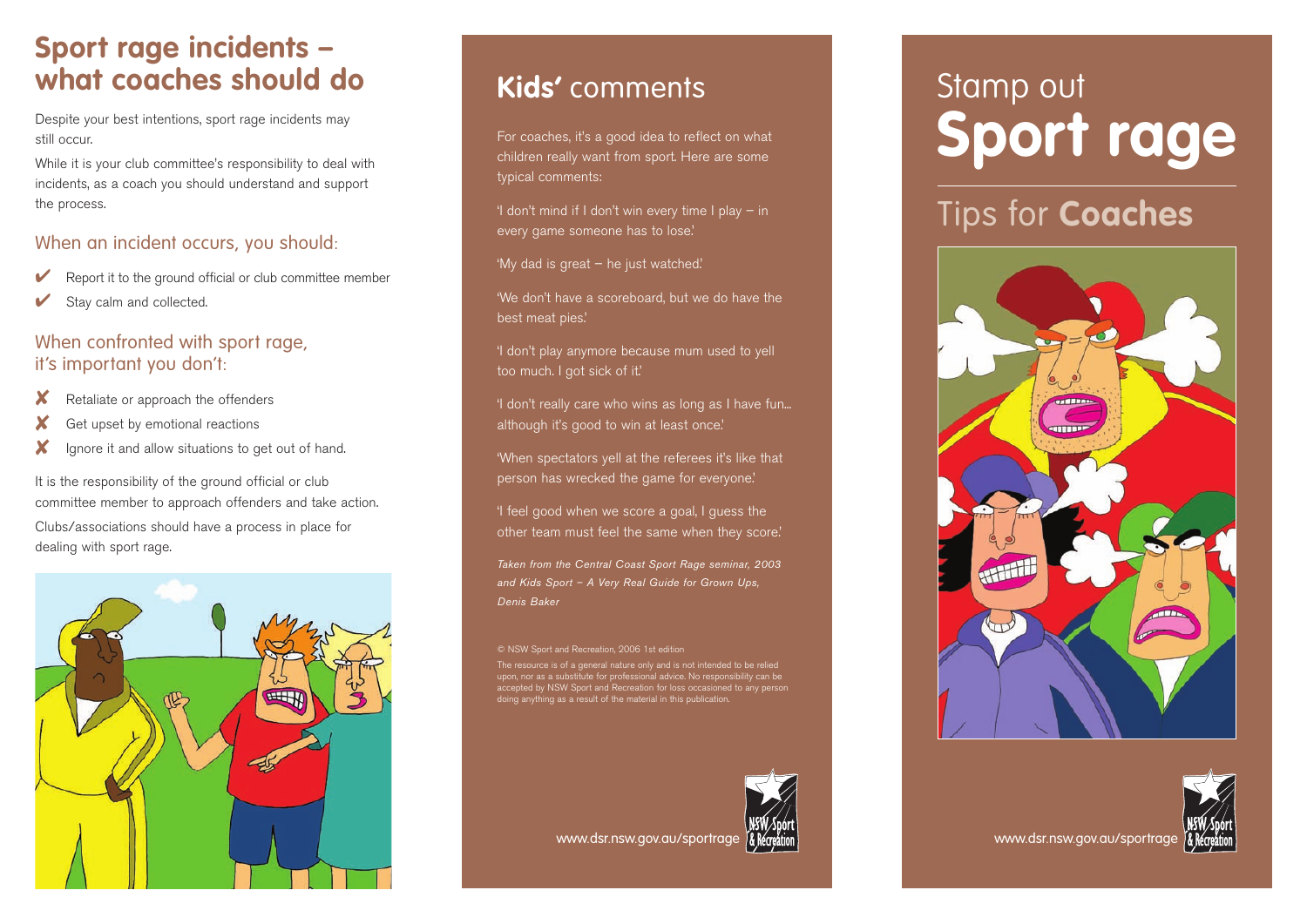## Sport rage incidents – what coaches should do

Despite your best intentions, sport rage incidents may still occur.

While it is your club committee's responsibility to deal with incidents, as a coach you should understand and support the process.

### When an incident occurs, you should:

- ✔ Report it to the ground official or club committee member
- ✔ Stay calm and collected.

### When confronted with sport rage, it's important you don't:

- ✘ Retaliate or approach the offenders
- ✘ Get upset by emotional reactions
- ✘ Ignore it and allow situations to get out of hand.

It is the responsibility of the ground official or club committee member to approach offenders and take action.

Clubs/associations should have a process in place for dealing with sport rage.

## Kids' comments

For coaches, it's a good idea to reflect on what children really want from sport. Here are some typical comments:

'I don't mind if I don't win every time I play – in every game someone has to lose.'

'My dad is great – he just watched.'

'We don't have a scoreboard, but we do have the best meat pies.'

'I don't play anymore because mum used to yell too much. I got sick of it.'

'I don't really care who wins as long as I have fun... although it's good to win at least once.'

'When spectators yell at the referees it's like that person has wrecked the game for everyone.'

'I feel good when we score a goal, I guess the other team must feel the same when they score.'

*Taken from the Central Coast Sport Rage seminar, 2003 and Kids Sport – A Very Real Guide for Grown Ups, Denis Baker*

© NSW Sport and Recreation, 2006 1st edition

The resource is of a general nature only and is not intended to be relied upon, nor as a substitute for professional advice. No responsibility can be accepted by NSW Sport and Recreation for loss occasioned to any person doing anything as a result of the material in this publication.

www.dsr.nsw.gov.au/sportrage

NSW Sport & Recreation

# Stamp out Sport rage

## Tips for Coaches

www.dsr.nsw.gov.au/sportrage

NSW Sport & Recreation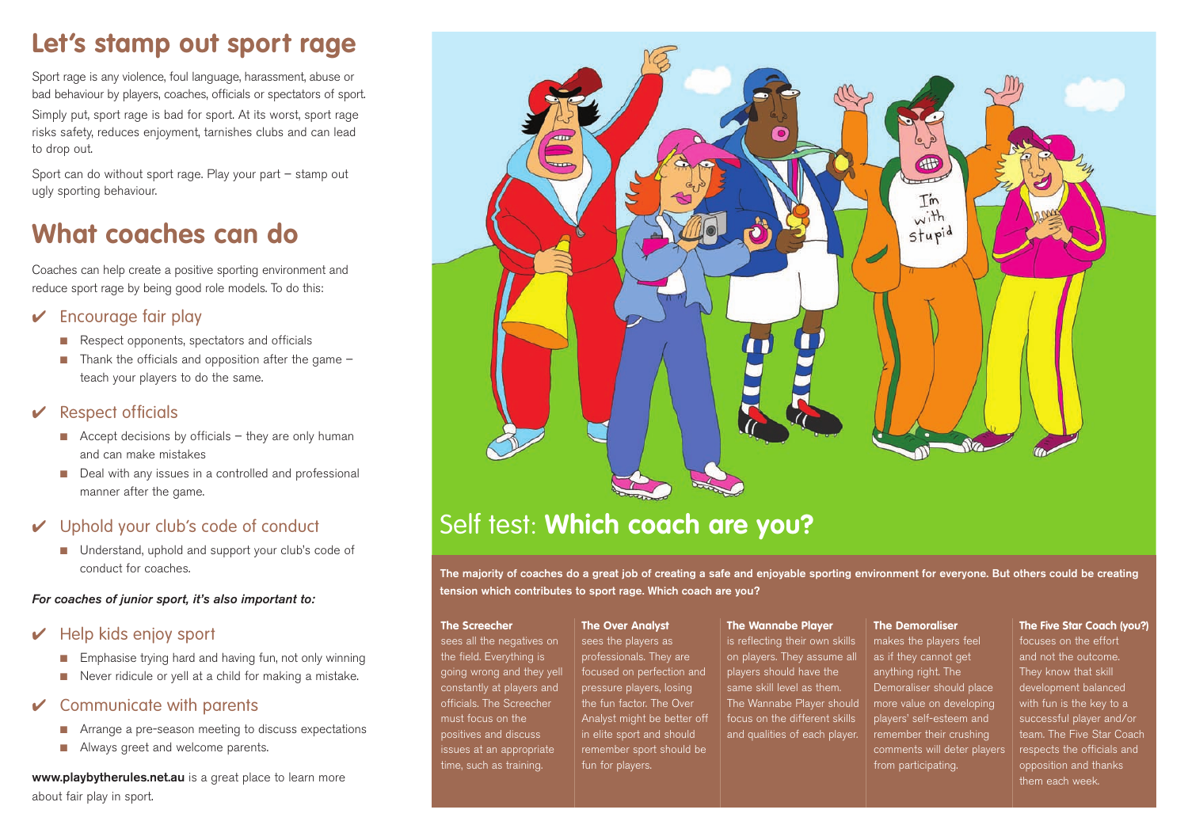# Let's stamp out sport rage

Sport rage is any violence, foul language, harassment, abuse or bad behaviour by players, coaches, officials or spectators of sport.

Simply put, sport rage is bad for sport. At its worst, sport rage risks safety, reduces enjoyment, tarnishes clubs and can lead to drop out.

Sport can do without sport rage. Play your part – stamp out ugly sporting behaviour.

# What coaches can do

Coaches can help create a positive sporting environment and reduce sport rage by being good role models. To do this:

## ✔ Encourage fair play

- Respect opponents, spectators and officials
- Thank the officials and opposition after the game – teach your players to do the same.

## ✔ Respect officials

- Accept decisions by officials – they are only human and can make mistakes
- Deal with any issues in a controlled and professional manner after the game.

## ✔ Uphold your club's code of conduct

- Understand, uphold and support your club's code of conduct for coaches.

***For coaches of junior sport, it's also important to:***

## ✔ Help kids enjoy sport

- Emphasise trying hard and having fun, not only winning
- Never ridicule or yell at a child for making a mistake.

## ✔ Communicate with parents

- Arrange a pre-season meeting to discuss expectations
- Always greet and welcome parents.

**www.playbytherules.net.au** is a great place to learn more about fair play in sport.

# Self test: **Which coach are you?**

**The majority of coaches do a great job of creating a safe and enjoyable sporting environment for everyone. But others could be creating tension which contributes to sport rage. Which coach are you?**

**The Screecher**
sees all the negatives on the field. Everything is going wrong and they yell constantly at players and officials. The Screecher must focus on the positives and discuss issues at an appropriate time, such as training.

**The Over Analyst**
sees the players as professionals. They are focused on perfection and pressure players, losing the fun factor. The Over Analyst might be better off in elite sport and should remember sport should be fun for players.

**The Wannabe Player**
is reflecting their own skills on players. They assume all players should have the same skill level as them. The Wannabe Player should focus on the different skills and qualities of each player.

**The Demoraliser**
makes the players feel as if they cannot get anything right. The Demoraliser should place more value on developing players' self-esteem and remember their crushing comments will deter players from participating.

**The Five Star Coach (you?)**
focuses on the effort and not the outcome. They know that skill development balanced with fun is the key to a successful player and/or team. The Five Star Coach respects the officials and opposition and thanks them each week.